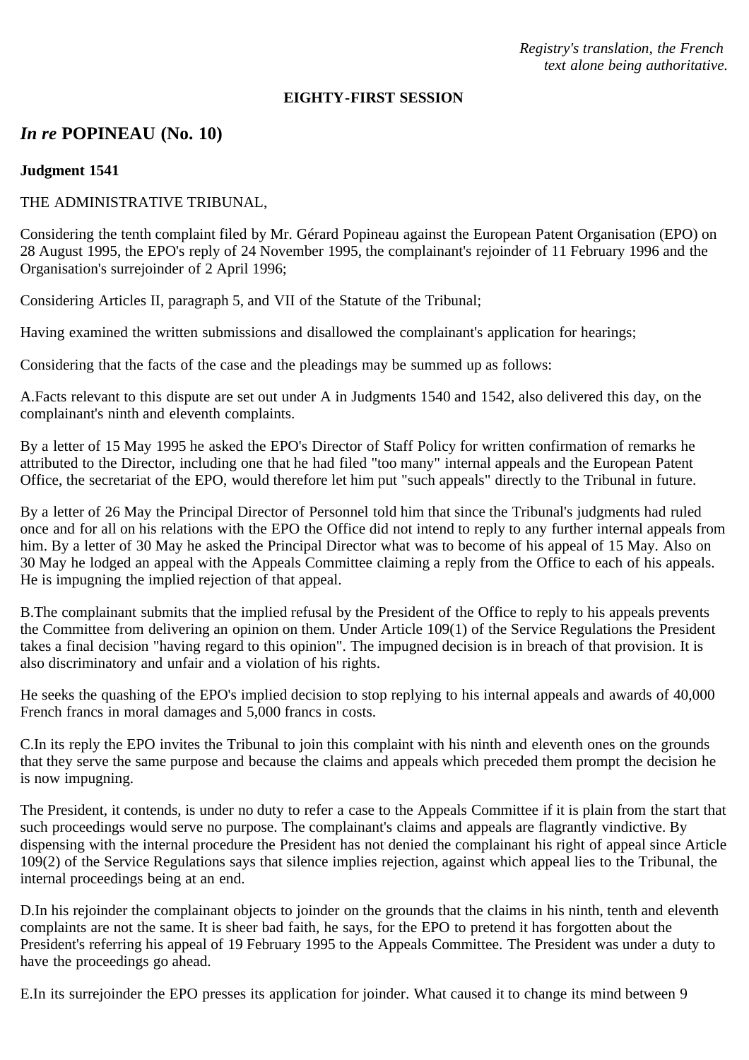*Registry's translation, the French text alone being authoritative.*

**EIGHTY-FIRST SESSION**

## *In re* POPINEAU (No. 10)

**Judgment 1541**

THE ADMINISTRATIVE TRIBUNAL,

Considering the tenth complaint filed by Mr. Gérard Popineau against the European Patent Organisation (EPO) on 28 August 1995, the EPO's reply of 24 November 1995, the complainant's rejoinder of 11 February 1996 and the Organisation's surrejoinder of 2 April 1996;

Considering Articles II, paragraph 5, and VII of the Statute of the Tribunal;

Having examined the written submissions and disallowed the complainant's application for hearings;

Considering that the facts of the case and the pleadings may be summed up as follows:

A.Facts relevant to this dispute are set out under A in Judgments 1540 and 1542, also delivered this day, on the complainant's ninth and eleventh complaints.

By a letter of 15 May 1995 he asked the EPO's Director of Staff Policy for written confirmation of remarks he attributed to the Director, including one that he had filed "too many" internal appeals and the European Patent Office, the secretariat of the EPO, would therefore let him put "such appeals" directly to the Tribunal in future.

By a letter of 26 May the Principal Director of Personnel told him that since the Tribunal's judgments had ruled once and for all on his relations with the EPO the Office did not intend to reply to any further internal appeals from him. By a letter of 30 May he asked the Principal Director what was to become of his appeal of 15 May. Also on 30 May he lodged an appeal with the Appeals Committee claiming a reply from the Office to each of his appeals. He is impugning the implied rejection of that appeal.

B.The complainant submits that the implied refusal by the President of the Office to reply to his appeals prevents the Committee from delivering an opinion on them. Under Article 109(1) of the Service Regulations the President takes a final decision "having regard to this opinion". The impugned decision is in breach of that provision. It is also discriminatory and unfair and a violation of his rights.

He seeks the quashing of the EPO's implied decision to stop replying to his internal appeals and awards of 40,000 French francs in moral damages and 5,000 francs in costs.

C.In its reply the EPO invites the Tribunal to join this complaint with his ninth and eleventh ones on the grounds that they serve the same purpose and because the claims and appeals which preceded them prompt the decision he is now impugning.

The President, it contends, is under no duty to refer a case to the Appeals Committee if it is plain from the start that such proceedings would serve no purpose. The complainant's claims and appeals are flagrantly vindictive. By dispensing with the internal procedure the President has not denied the complainant his right of appeal since Article 109(2) of the Service Regulations says that silence implies rejection, against which appeal lies to the Tribunal, the internal proceedings being at an end.

D.In his rejoinder the complainant objects to joinder on the grounds that the claims in his ninth, tenth and eleventh complaints are not the same. It is sheer bad faith, he says, for the EPO to pretend it has forgotten about the President's referring his appeal of 19 February 1995 to the Appeals Committee. The President was under a duty to have the proceedings go ahead.

E.In its surrejoinder the EPO presses its application for joinder. What caused it to change its mind between 9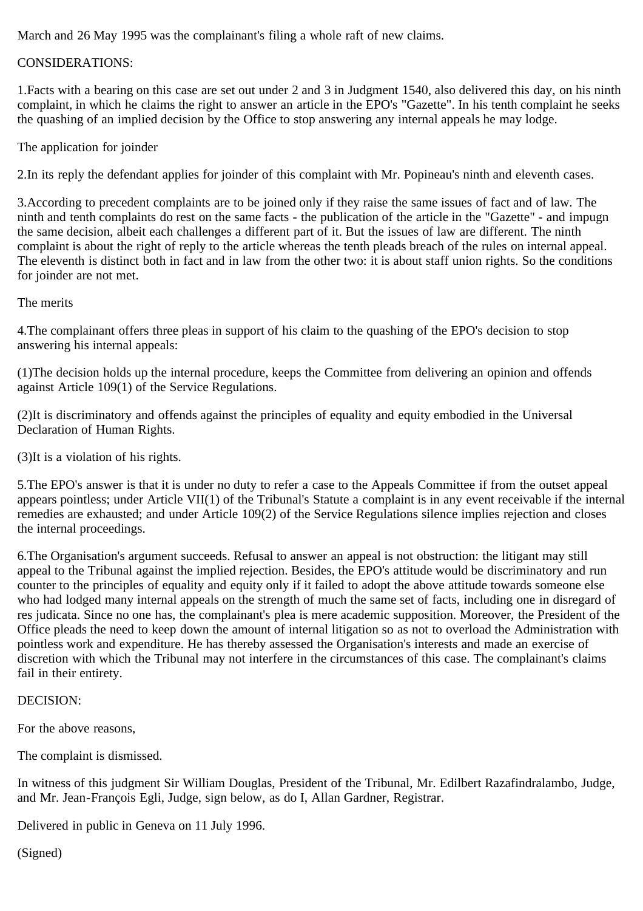March and 26 May 1995 was the complainant's filing a whole raft of new claims.

CONSIDERATIONS:

1.Facts with a bearing on this case are set out under 2 and 3 in Judgment 1540, also delivered this day, on his ninth complaint, in which he claims the right to answer an article in the EPO's "Gazette". In his tenth complaint he seeks the quashing of an implied decision by the Office to stop answering any internal appeals he may lodge.

The application for joinder

2.In its reply the defendant applies for joinder of this complaint with Mr. Popineau's ninth and eleventh cases.

3.According to precedent complaints are to be joined only if they raise the same issues of fact and of law. The ninth and tenth complaints do rest on the same facts - the publication of the article in the "Gazette" - and impugn the same decision, albeit each challenges a different part of it. But the issues of law are different. The ninth complaint is about the right of reply to the article whereas the tenth pleads breach of the rules on internal appeal. The eleventh is distinct both in fact and in law from the other two: it is about staff union rights. So the conditions for joinder are not met.

The merits

4.The complainant offers three pleas in support of his claim to the quashing of the EPO's decision to stop answering his internal appeals:

(1)The decision holds up the internal procedure, keeps the Committee from delivering an opinion and offends against Article 109(1) of the Service Regulations.

(2)It is discriminatory and offends against the principles of equality and equity embodied in the Universal Declaration of Human Rights.

(3)It is a violation of his rights.

5.The EPO's answer is that it is under no duty to refer a case to the Appeals Committee if from the outset appeal appears pointless; under Article VII(1) of the Tribunal's Statute a complaint is in any event receivable if the internal remedies are exhausted; and under Article 109(2) of the Service Regulations silence implies rejection and closes the internal proceedings.

6.The Organisation's argument succeeds. Refusal to answer an appeal is not obstruction: the litigant may still appeal to the Tribunal against the implied rejection. Besides, the EPO's attitude would be discriminatory and run counter to the principles of equality and equity only if it failed to adopt the above attitude towards someone else who had lodged many internal appeals on the strength of much the same set of facts, including one in disregard of res judicata. Since no one has, the complainant's plea is mere academic supposition. Moreover, the President of the Office pleads the need to keep down the amount of internal litigation so as not to overload the Administration with pointless work and expenditure. He has thereby assessed the Organisation's interests and made an exercise of discretion with which the Tribunal may not interfere in the circumstances of this case. The complainant's claims fail in their entirety.

DECISION:

For the above reasons,

The complaint is dismissed.

In witness of this judgment Sir William Douglas, President of the Tribunal, Mr. Edilbert Razafindralambo, Judge, and Mr. Jean-François Egli, Judge, sign below, as do I, Allan Gardner, Registrar.

Delivered in public in Geneva on 11 July 1996.

(Signed)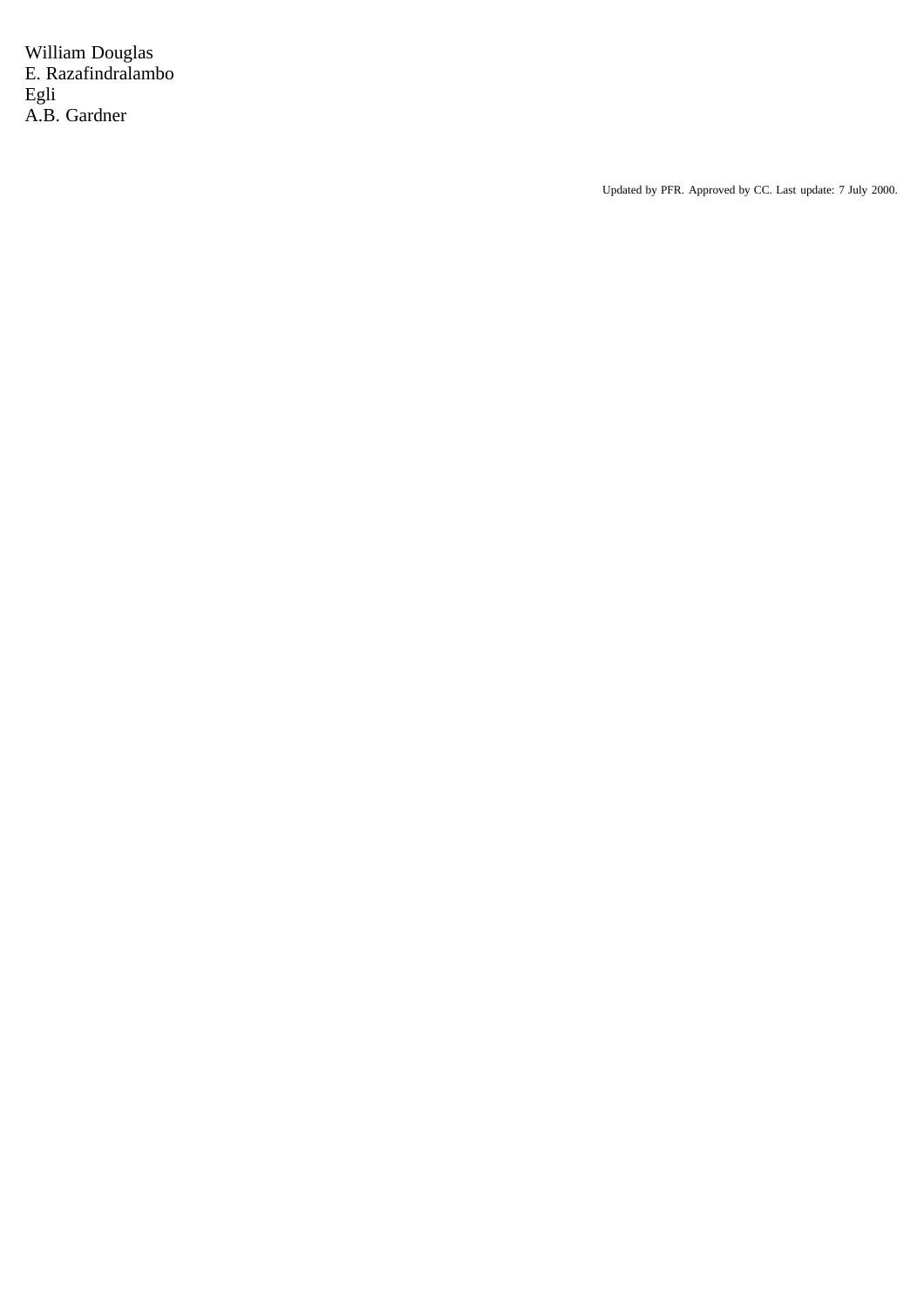William Douglas
E. Razafindralambo
Egli
A.B. Gardner

Updated by PFR. Approved by CC. Last update: 7 July 2000.